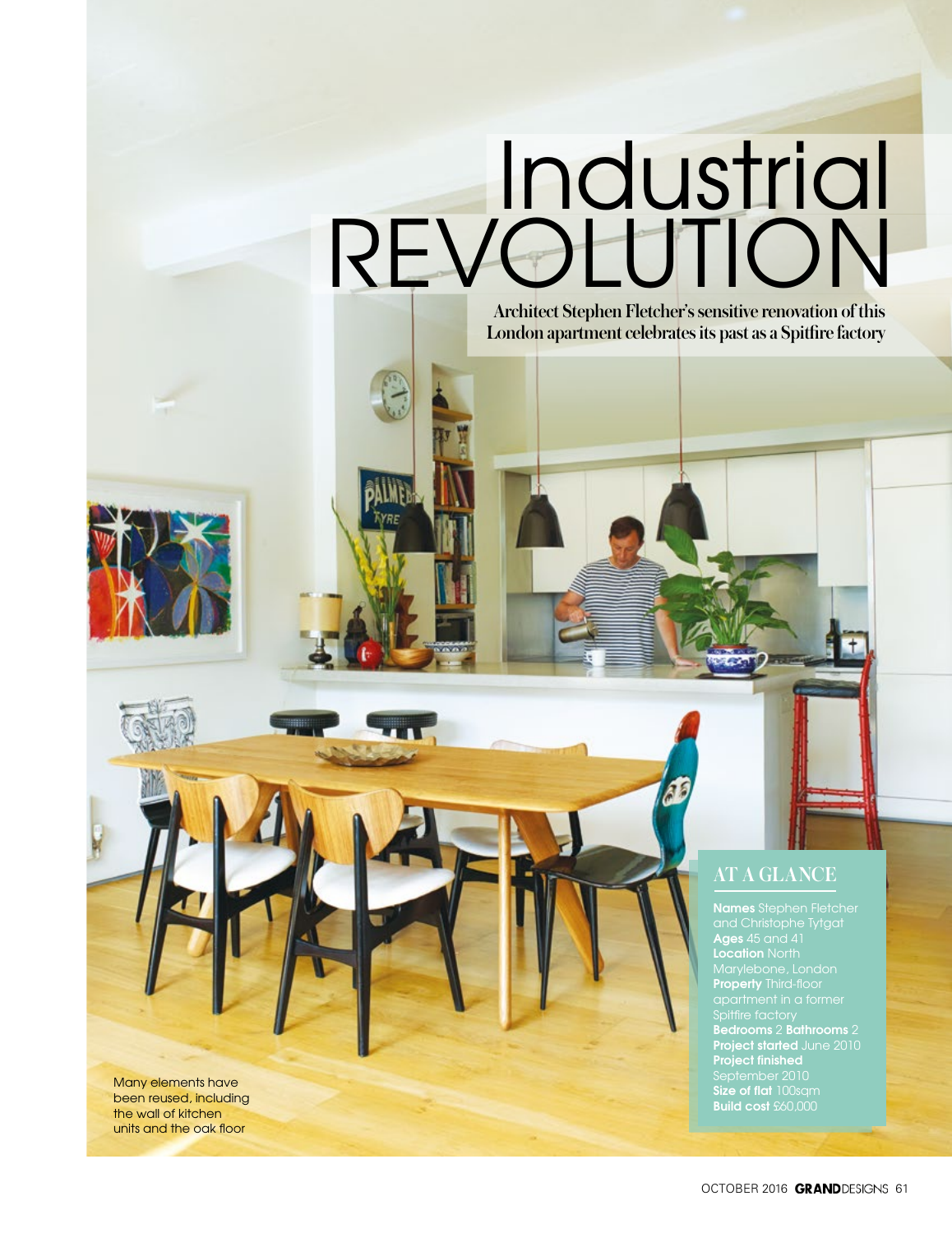# Industrial REVOLUTION

**Architect Stephen Fletcher's sensitive renovation of this London apartment celebrates its past as a Spitfire factory**

Many elements have been reused, including the wall of kitchen units and the oak floor

## AT A GLANCE

**Names** Stephen Fletcher and Christophe Tytgat
**Ages** 45 and 41
**Location** North Marylebone, London
**Property** Third-floor apartment in a former Spitfire factory
**Bedrooms** 2 **Bathrooms** 2
**Project started** June 2010
**Project finished** September 2010
**Size of flat** 100sqm
**Build cost** £60,000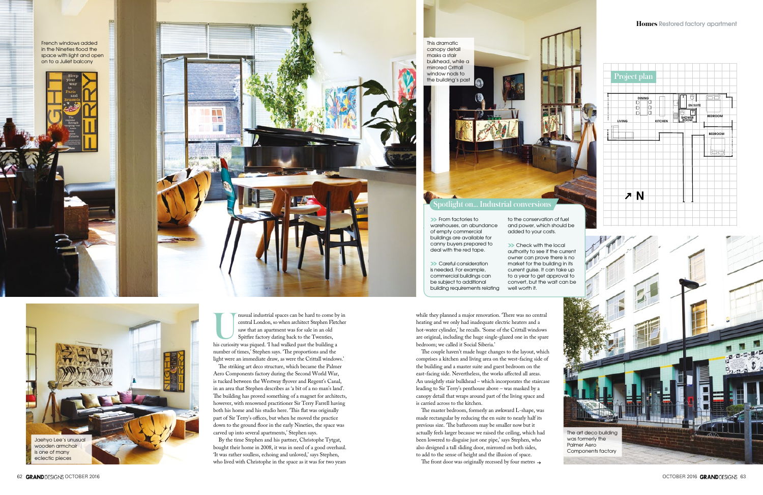French windows added in the Nineties flood the space with light and open on to a Juliet balcony

This dramatic canopy detail masks a stair bulkhead, while a mirrored Crittall window nods to the building's past

## Project plan

DINING
EN SUITE
LIVING
KITCHEN
SHOWER ROOM
BEDROOM
BEDROOM
N

## Spotlight on... Industrial conversions

- From factories to warehouses, an abundance of empty commercial buildings are available for canny buyers prepared to deal with the red tape.
- Careful consideration is needed. For example, commercial buildings can be subject to additional building requirements relating to the conservation of fuel and power, which should be added to your costs.
- Check with the local authority to see if the current owner can prove there is no market for the building in its current guise. It can take up to a year to get approval to convert, but the wait can be well worth it.

Jaehyo Lee's unusual wooden armchair is one of many eclectic pieces

Unusual industrial spaces can be hard to come by in central London, so when architect Stephen Fletcher saw that an apartment was for sale in an old Spitfire factory dating back to the Twenties, his curiosity was piqued. 'I had walked past the building a number of times,' Stephen says. 'The proportions and the light were an immediate draw, as were the Crittall windows.'

The striking art deco structure, which became the Palmer Aero Components factory during the Second World War, is tucked between the Westway flyover and Regent's Canal, in an area that Stephen describes as 'a bit of a no man's land'. The building has proved something of a magnet for architects, however, with renowned practitioner Sir Terry Farrell having both his home and his studio here. 'This flat was originally part of Sir Terry's offices, but when he moved the practice down to the ground floor in the early Nineties, the space was carved up into several apartments,' Stephen says.

By the time Stephen and his partner, Christophe Tytgat, bought their home in 2008, it was in need of a good overhaul. 'It was rather soulless, echoing and unloved,' says Stephen, who lived with Christophe in the space as it was for two years while they planned a major renovation. 'There was no central heating and we only had inadequate electric heaters and a hot-water cylinder,' he recalls. 'Some of the Crittall windows are original, including the huge single-glazed one in the spare bedroom; we called it Social Siberia.'

The couple haven't made huge changes to the layout, which comprises a kitchen and living area on the west-facing side of the building and a master suite and guest bedroom on the east-facing side. Nevertheless, the works affected all areas. An unsightly stair bulkhead – which incorporates the staircase leading to Sir Terry's penthouse above – was masked by a canopy detail that wraps around part of the living space and is carried across to the kitchen.

The master bedroom, formerly an awkward L-shape, was made rectangular by reducing the en suite to nearly half its previous size. 'The bathroom may be smaller now but it actually feels larger because we raised the ceiling, which had been lowered to disguise just one pipe,' says Stephen, who also designed a tall sliding door, mirrored on both sides, to add to the sense of height and the illusion of space.

The front door was originally recessed by four metres →

The art deco building was formerly the Palmer Aero Components factory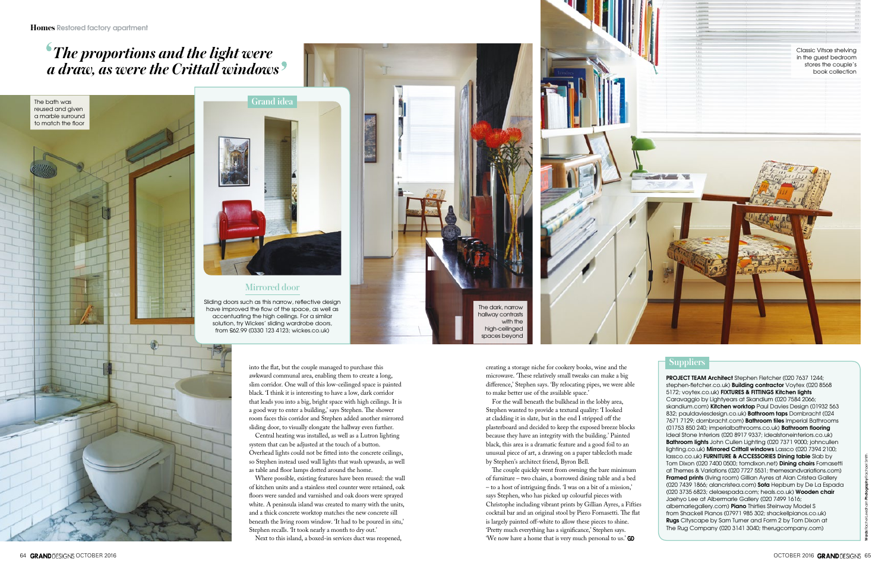# *'The proportions and the light were a draw, as were the Crittall windows'*

The bath was reused and given a marble surround to match the floor

## Grand idea

### Mirrored door

Sliding doors such as this narrow, reflective design have improved the flow of the space, as well as accentuating the high ceilings. For a similar solution, try Wickes' sliding wardrobe doors, from £62.99 (0330 123 4123; wickes.co.uk)

The dark, narrow hallway contrasts with the high-ceilinged spaces beyond

Classic Vitsœ shelving in the guest bedroom stores the couple's book collection

into the flat, but the couple managed to purchase this awkward communal area, enabling them to create a long, slim corridor. One wall of this low-ceilinged space is painted black. 'I think it is interesting to have a low, dark corridor that leads you into a big, bright space with high ceilings. It is a good way to enter a building,' says Stephen. The shower room faces this corridor and Stephen added another mirrored sliding door, to visually elongate the hallway even further.

Central heating was installed, as well as a Lutron lighting system that can be adjusted at the touch of a button. Overhead lights could not be fitted into the concrete ceilings, so Stephen instead used wall lights that wash upwards, as well as table and floor lamps dotted around the home.

Where possible, existing features have been reused: the wall of kitchen units and a stainless steel counter were retained, oak floors were sanded and varnished and oak doors were sprayed white. A peninsula island was created to marry with the units, and a thick concrete worktop matches the new concrete sill beneath the living room window. 'It had to be poured in situ,' Stephen recalls. 'It took nearly a month to dry out.'

Next to this island, a boxed-in services duct was reopened, creating a storage niche for cookery books, wine and the microwave. 'These relatively small tweaks can make a big difference,' Stephen says. 'By relocating pipes, we were able to make better use of the available space.'

For the wall beneath the bulkhead in the lobby area, Stephen wanted to provide a textural quality: 'I looked at cladding it in slate, but in the end I stripped off the plasterboard and decided to keep the exposed breeze blocks because they have an integrity with the building.' Painted black, this area is a dramatic feature and a good foil to an unusual piece of art, a drawing on a paper tablecloth made by Stephen's architect friend, Byron Bell.

The couple quickly went from owning the bare minimum of furniture – two chairs, a borrowed dining table and a bed – to a host of intriguing finds. 'I was on a bit of a mission,' says Stephen, who has picked up colourful pieces with Christophe including vibrant prints by Gillian Ayres, a Fifties cocktail bar and an original stool by Piero Fornasetti. The flat is largely painted off-white to allow these pieces to shine. 'Pretty much everything has a significance,' Stephen says. 'We now have a home that is very much personal to us.' GD

## Suppliers

**PROJECT TEAM Architect** Stephen Fletcher (020 7637 1244; stephen-fletcher.co.uk) **Building contractor** Voytex (020 8568 5172; voytex.co.uk) **FIXTURES & FITTINGS Kitchen lights** Caravaggio by Lightyears at Skandium (020 7584 2066; skandium.com) **Kitchen worktop** Paul Davies Design (01932 563 832; pauldaviesdesign.co.uk) **Bathroom taps** Dornbracht (024 7671 7129; dornbracht.com) **Bathroom tiles** Imperial Bathrooms (01753 850 240; imperialbathrooms.co.uk) **Bathroom flooring** Ideal Stone Interiors (020 8917 9337; idealstoneinteriors.co.uk) **Bathroom lights** John Cullen Lighting (020 7371 9000; johncullen lighting.co.uk) **Mirrored Crittall windows** Lassco (020 7394 2100; lassco.co.uk) **FURNITURE & ACCESSORIES Dining table** Slab by Tom Dixon (020 7400 0500; tomdixon.net) **Dining chairs** Fornasetti at Themes & Variations (020 7727 5531; themesandvariations.com) **Framed prints** (living room) Gillian Ayres at Alan Cristea Gallery (020 7439 1866; alancristea.com) **Sofa** Hepburn by De La Espada (020 3735 6823; delaespada.com; heals.co.uk) **Wooden chair** Jaehyo Lee at Albermarle Gallery (020 7499 1616; albemarlegallery.com) **Piano** Thirties Steinway Model S from Shackell Pianos (07971 985 302; shackellpianos.co.uk) **Rugs** Cityscape by Sam Turner and Form 2 by Tom Dixon at The Rug Company (020 3141 3040; therugcompany.com)

Words Rachel Leedham Photography Rachel Smith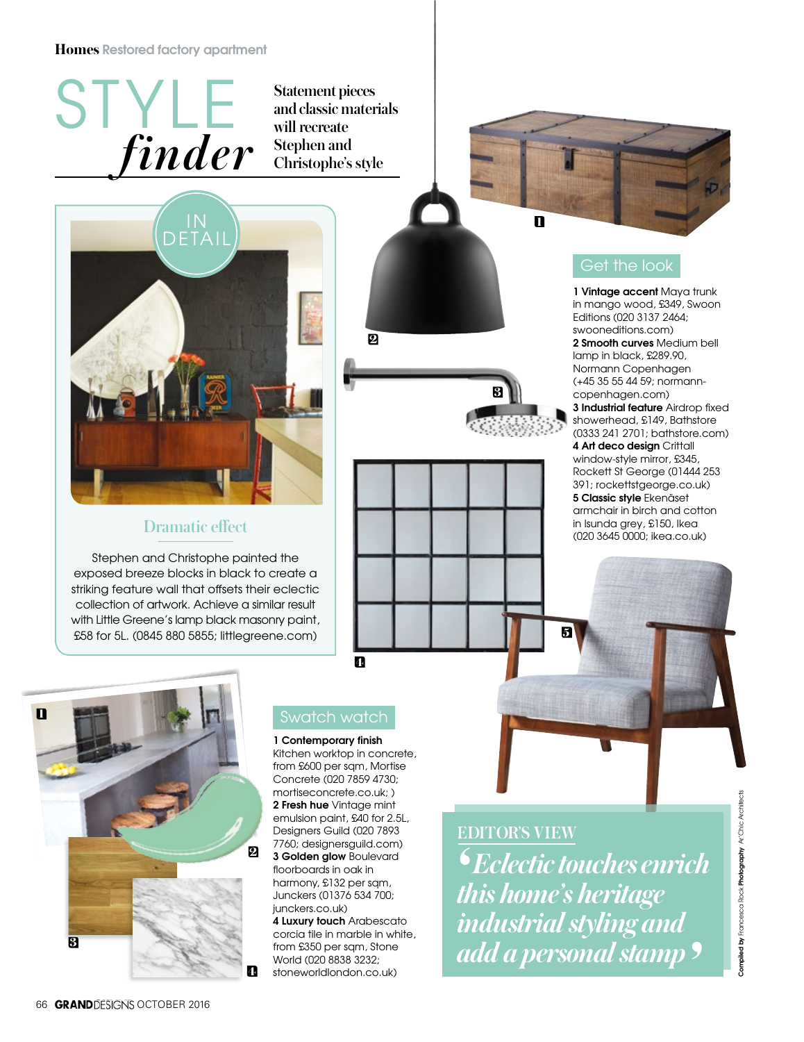**Homes** Restored factory apartment

# STYLE *finder*

Statement pieces and classic materials will recreate Stephen and Christophe's style

## IN DETAIL

### Dramatic effect

Stephen and Christophe painted the exposed breeze blocks in black to create a striking feature wall that offsets their eclectic collection of artwork. Achieve a similar result with Little Greene's lamp black masonry paint, £58 for 5L. (0845 880 5855; littlegreene.com)

## Get the look

**1 Vintage accent** Maya trunk in mango wood, £349, Swoon Editions (020 3137 2464; swooneditions.com)
**2 Smooth curves** Medium bell lamp in black, £289.90, Normann Copenhagen (+45 35 55 44 59; normann-copenhagen.com)
**3 Industrial feature** Airdrop fixed showerhead, £149, Bathstore (0333 241 2701; bathstore.com)
**4 Art deco design** Crittall window-style mirror, £345, Rockett St George (01444 253 391; rockettstgeorge.co.uk)
**5 Classic style** Ekenäset armchair in birch and cotton in Isunda grey, £150, Ikea (020 3645 0000; ikea.co.uk)

## Swatch watch

**1 Contemporary finish** Kitchen worktop in concrete, from £600 per sqm, Mortise Concrete (020 7859 4730; mortiseconcrete.co.uk; )
**2 Fresh hue** Vintage mint emulsion paint, £40 for 2.5L, Designers Guild (020 7893 7760; designersguild.com)
**3 Golden glow** Boulevard floorboards in oak in harmony, £132 per sqm, Junckers (01376 534 700; junckers.co.uk)
**4 Luxury touch** Arabescato corcia tile in marble in white, from £350 per sqm, Stone World (020 8838 3232; stoneworldlondon.co.uk)

## EDITOR'S VIEW

*'Eclectic touches enrich this home's heritage industrial styling and add a personal stamp'*

**Compiled by** Francesca Rock **Photography** Ar'Chic Architects